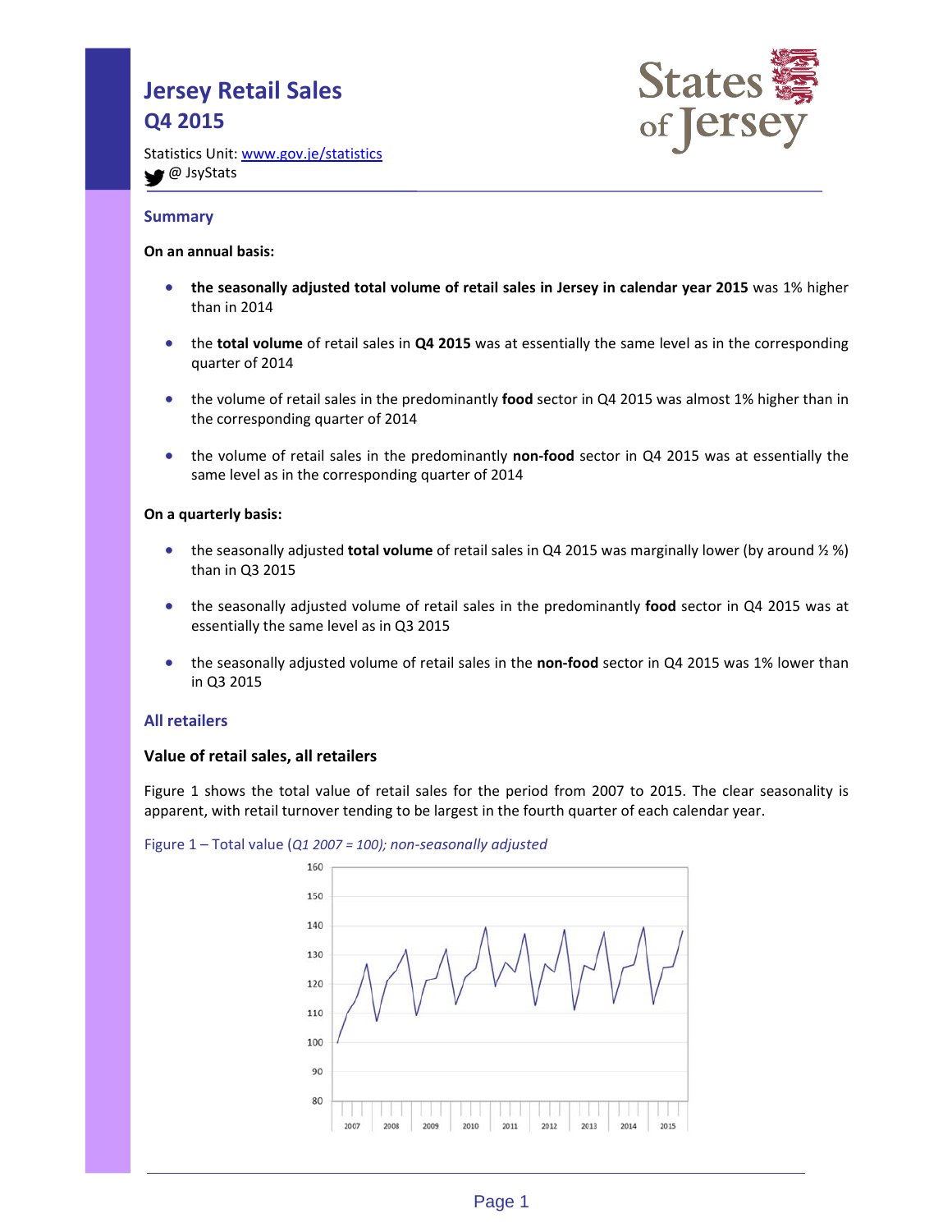# Jersey Retail Sales Q4 2015

Statistics Unit: www.gov.je/statistics
@ JsyStats

## Summary

**On an annual basis:**

- **the seasonally adjusted total volume of retail sales in Jersey in calendar year 2015** was 1% higher than in 2014
- the **total volume** of retail sales in **Q4 2015** was at essentially the same level as in the corresponding quarter of 2014
- the volume of retail sales in the predominantly **food** sector in Q4 2015 was almost 1% higher than in the corresponding quarter of 2014
- the volume of retail sales in the predominantly **non-food** sector in Q4 2015 was at essentially the same level as in the corresponding quarter of 2014

**On a quarterly basis:**

- the seasonally adjusted **total volume** of retail sales in Q4 2015 was marginally lower (by around ½ %) than in Q3 2015
- the seasonally adjusted volume of retail sales in the predominantly **food** sector in Q4 2015 was at essentially the same level as in Q3 2015
- the seasonally adjusted volume of retail sales in the **non-food** sector in Q4 2015 was 1% lower than in Q3 2015

## All retailers

### Value of retail sales, all retailers

Figure 1 shows the total value of retail sales for the period from 2007 to 2015. The clear seasonality is apparent, with retail turnover tending to be largest in the fourth quarter of each calendar year.

Figure 1 – Total value (*Q1 2007 = 100); non-seasonally adjusted*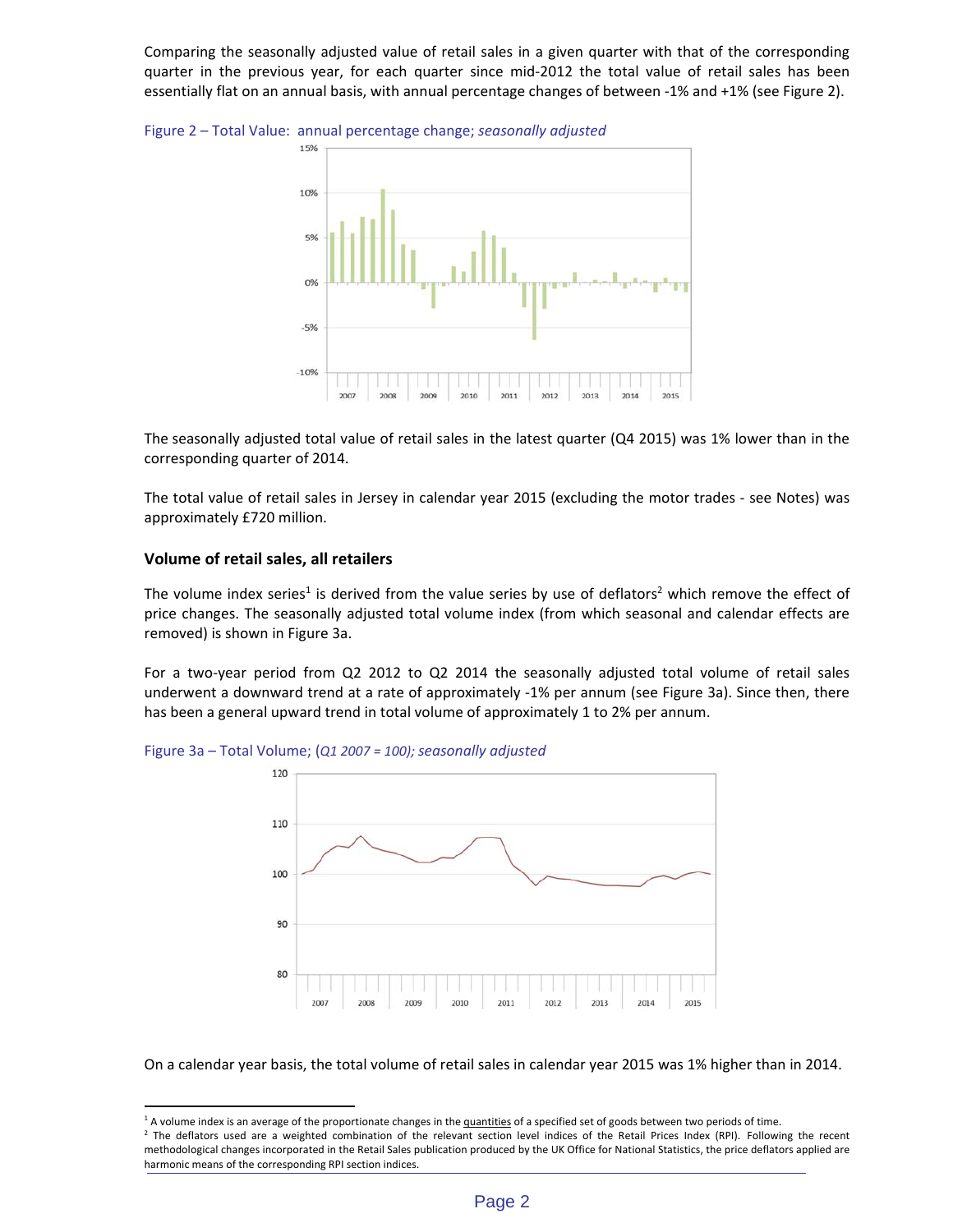Comparing the seasonally adjusted value of retail sales in a given quarter with that of the corresponding quarter in the previous year, for each quarter since mid-2012 the total value of retail sales has been essentially flat on an annual basis, with annual percentage changes of between -1% and +1% (see Figure 2).

Figure 2 – Total Value: annual percentage change; *seasonally adjusted*

The seasonally adjusted total value of retail sales in the latest quarter (Q4 2015) was 1% lower than in the corresponding quarter of 2014.

The total value of retail sales in Jersey in calendar year 2015 (excluding the motor trades - see Notes) was approximately £720 million.

### Volume of retail sales, all retailers

The volume index series[1] is derived from the value series by use of deflators[2] which remove the effect of price changes. The seasonally adjusted total volume index (from which seasonal and calendar effects are removed) is shown in Figure 3a.

For a two-year period from Q2 2012 to Q2 2014 the seasonally adjusted total volume of retail sales underwent a downward trend at a rate of approximately -1% per annum (see Figure 3a). Since then, there has been a general upward trend in total volume of approximately 1 to 2% per annum.

Figure 3a – Total Volume; (*Q1 2007 = 100); seasonally adjusted*

On a calendar year basis, the total volume of retail sales in calendar year 2015 was 1% higher than in 2014.

---

[1] A volume index is an average of the proportionate changes in the quantities of a specified set of goods between two periods of time.

[2] The deflators used are a weighted combination of the relevant section level indices of the Retail Prices Index (RPI). Following the recent methodological changes incorporated in the Retail Sales publication produced by the UK Office for National Statistics, the price deflators applied are harmonic means of the corresponding RPI section indices.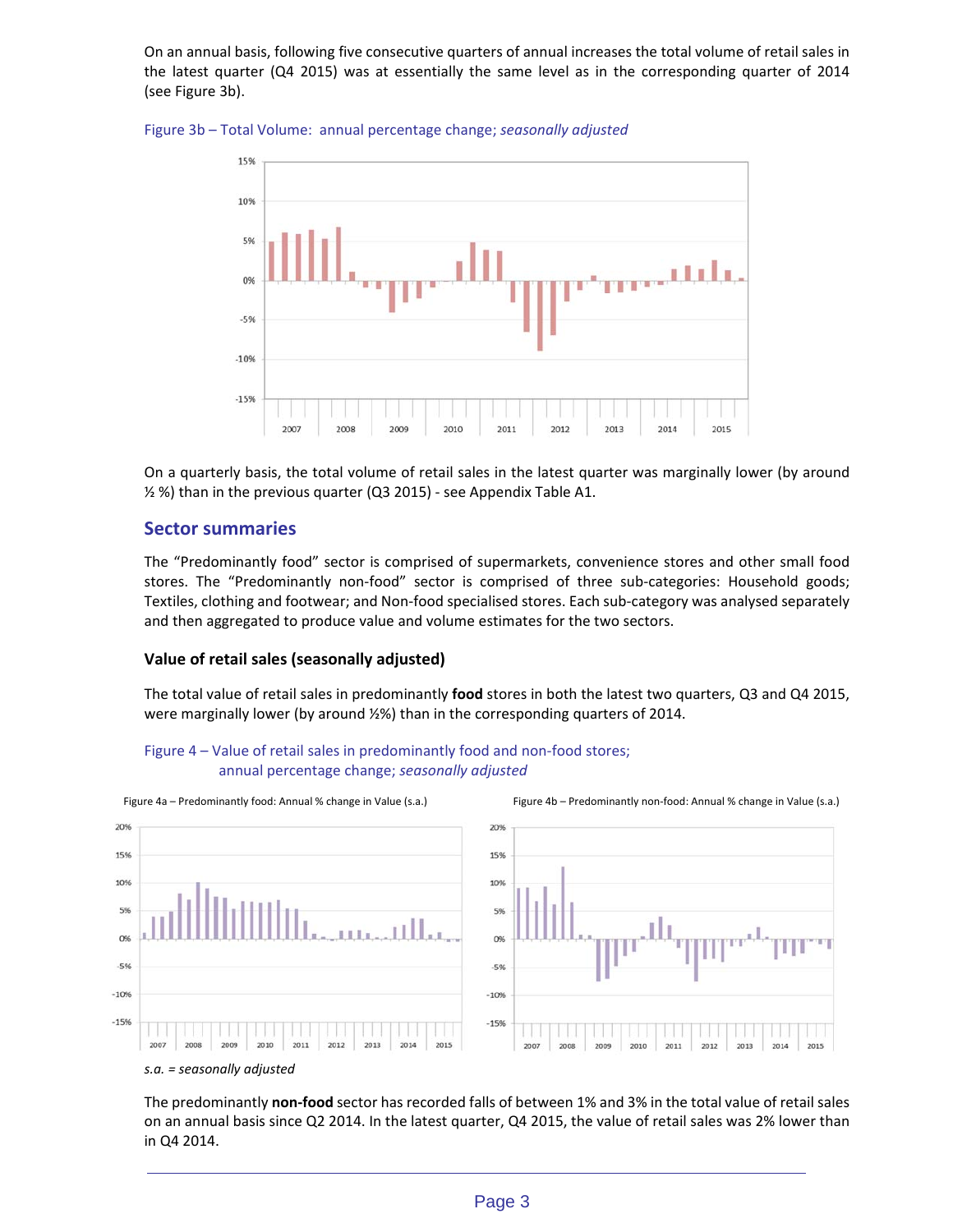On an annual basis, following five consecutive quarters of annual increases the total volume of retail sales in the latest quarter (Q4 2015) was at essentially the same level as in the corresponding quarter of 2014 (see Figure 3b).

Figure 3b – Total Volume: annual percentage change; *seasonally adjusted*

On a quarterly basis, the total volume of retail sales in the latest quarter was marginally lower (by around ½ %) than in the previous quarter (Q3 2015) - see Appendix Table A1.

## Sector summaries

The "Predominantly food" sector is comprised of supermarkets, convenience stores and other small food stores. The "Predominantly non-food" sector is comprised of three sub-categories: Household goods; Textiles, clothing and footwear; and Non-food specialised stores. Each sub-category was analysed separately and then aggregated to produce value and volume estimates for the two sectors.

### Value of retail sales (seasonally adjusted)

The total value of retail sales in predominantly **food** stores in both the latest two quarters, Q3 and Q4 2015, were marginally lower (by around ½%) than in the corresponding quarters of 2014.

Figure 4 – Value of retail sales in predominantly food and non-food stores; annual percentage change; *seasonally adjusted*

Figure 4a – Predominantly food: Annual % change in Value (s.a.)

Figure 4b – Predominantly non-food: Annual % change in Value (s.a.)

*s.a. = seasonally adjusted*

The predominantly **non-food** sector has recorded falls of between 1% and 3% in the total value of retail sales on an annual basis since Q2 2014. In the latest quarter, Q4 2015, the value of retail sales was 2% lower than in Q4 2014.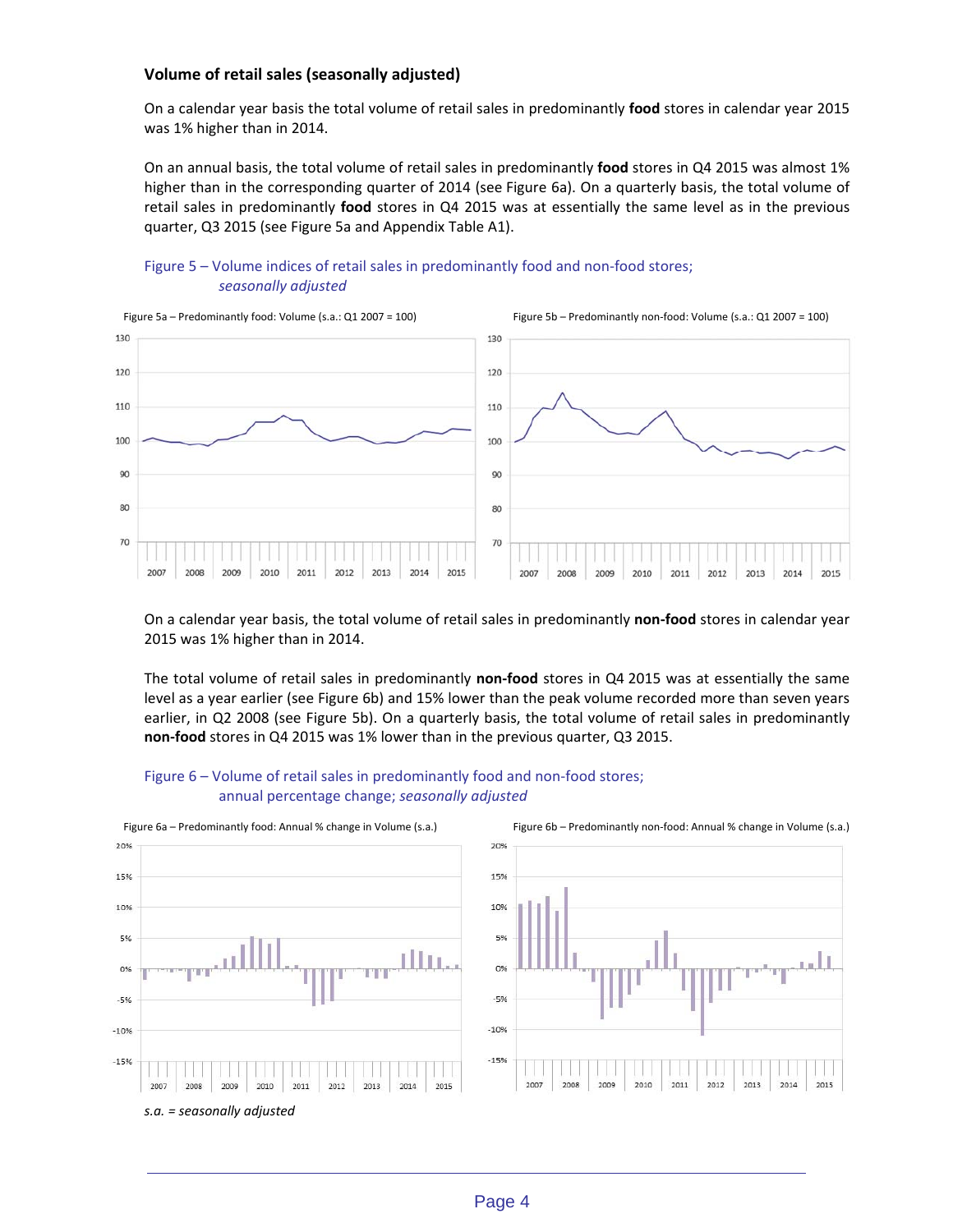### Volume of retail sales (seasonally adjusted)

On a calendar year basis the total volume of retail sales in predominantly **food** stores in calendar year 2015 was 1% higher than in 2014.

On an annual basis, the total volume of retail sales in predominantly **food** stores in Q4 2015 was almost 1% higher than in the corresponding quarter of 2014 (see Figure 6a). On a quarterly basis, the total volume of retail sales in predominantly **food** stores in Q4 2015 was at essentially the same level as in the previous quarter, Q3 2015 (see Figure 5a and Appendix Table A1).

Figure 5 – Volume indices of retail sales in predominantly food and non-food stores; *seasonally adjusted*

Figure 5a – Predominantly food: Volume (s.a.: Q1 2007 = 100)

Figure 5b – Predominantly non-food: Volume (s.a.: Q1 2007 = 100)

On a calendar year basis, the total volume of retail sales in predominantly **non-food** stores in calendar year 2015 was 1% higher than in 2014.

The total volume of retail sales in predominantly **non-food** stores in Q4 2015 was at essentially the same level as a year earlier (see Figure 6b) and 15% lower than the peak volume recorded more than seven years earlier, in Q2 2008 (see Figure 5b). On a quarterly basis, the total volume of retail sales in predominantly **non-food** stores in Q4 2015 was 1% lower than in the previous quarter, Q3 2015.

Figure 6 – Volume of retail sales in predominantly food and non-food stores; annual percentage change; *seasonally adjusted*

Figure 6a – Predominantly food: Annual % change in Volume (s.a.)

Figure 6b – Predominantly non-food: Annual % change in Volume (s.a.)

*s.a. = seasonally adjusted*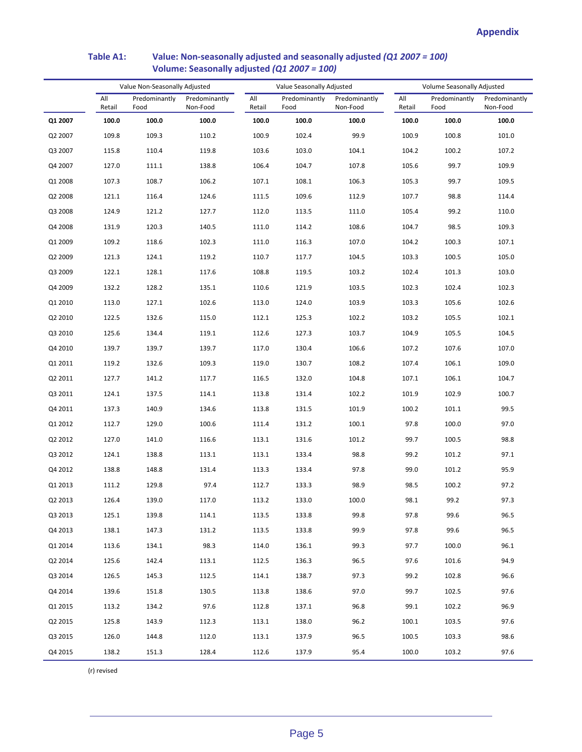## Appendix

**Table A1: Value: Non-seasonally adjusted and seasonally adjusted *(Q1 2007 = 100)***
**Volume: Seasonally adjusted *(Q1 2007 = 100)***

| | Value Non-Seasonally Adjusted | | | Value Seasonally Adjusted | | | Volume Seasonally Adjusted | | |
|---|---|---|---|---|---|---|---|---|---|
| | All Retail | Predominantly Food | Predominantly Non-Food | All Retail | Predominantly Food | Predominantly Non-Food | All Retail | Predominantly Food | Predominantly Non-Food |
| **Q1 2007** | **100.0** | **100.0** | **100.0** | **100.0** | **100.0** | **100.0** | **100.0** | **100.0** | **100.0** |
| Q2 2007 | 109.8 | 109.3 | 110.2 | 100.9 | 102.4 | 99.9 | 100.9 | 100.8 | 101.0 |
| Q3 2007 | 115.8 | 110.4 | 119.8 | 103.6 | 103.0 | 104.1 | 104.2 | 100.2 | 107.2 |
| Q4 2007 | 127.0 | 111.1 | 138.8 | 106.4 | 104.7 | 107.8 | 105.6 | 99.7 | 109.9 |
| Q1 2008 | 107.3 | 108.7 | 106.2 | 107.1 | 108.1 | 106.3 | 105.3 | 99.7 | 109.5 |
| Q2 2008 | 121.1 | 116.4 | 124.6 | 111.5 | 109.6 | 112.9 | 107.7 | 98.8 | 114.4 |
| Q3 2008 | 124.9 | 121.2 | 127.7 | 112.0 | 113.5 | 111.0 | 105.4 | 99.2 | 110.0 |
| Q4 2008 | 131.9 | 120.3 | 140.5 | 111.0 | 114.2 | 108.6 | 104.7 | 98.5 | 109.3 |
| Q1 2009 | 109.2 | 118.6 | 102.3 | 111.0 | 116.3 | 107.0 | 104.2 | 100.3 | 107.1 |
| Q2 2009 | 121.3 | 124.1 | 119.2 | 110.7 | 117.7 | 104.5 | 103.3 | 100.5 | 105.0 |
| Q3 2009 | 122.1 | 128.1 | 117.6 | 108.8 | 119.5 | 103.2 | 102.4 | 101.3 | 103.0 |
| Q4 2009 | 132.2 | 128.2 | 135.1 | 110.6 | 121.9 | 103.5 | 102.3 | 102.4 | 102.3 |
| Q1 2010 | 113.0 | 127.1 | 102.6 | 113.0 | 124.0 | 103.9 | 103.3 | 105.6 | 102.6 |
| Q2 2010 | 122.5 | 132.6 | 115.0 | 112.1 | 125.3 | 102.2 | 103.2 | 105.5 | 102.1 |
| Q3 2010 | 125.6 | 134.4 | 119.1 | 112.6 | 127.3 | 103.7 | 104.9 | 105.5 | 104.5 |
| Q4 2010 | 139.7 | 139.7 | 139.7 | 117.0 | 130.4 | 106.6 | 107.2 | 107.6 | 107.0 |
| Q1 2011 | 119.2 | 132.6 | 109.3 | 119.0 | 130.7 | 108.2 | 107.4 | 106.1 | 109.0 |
| Q2 2011 | 127.7 | 141.2 | 117.7 | 116.5 | 132.0 | 104.8 | 107.1 | 106.1 | 104.7 |
| Q3 2011 | 124.1 | 137.5 | 114.1 | 113.8 | 131.4 | 102.2 | 101.9 | 102.9 | 100.7 |
| Q4 2011 | 137.3 | 140.9 | 134.6 | 113.8 | 131.5 | 101.9 | 100.2 | 101.1 | 99.5 |
| Q1 2012 | 112.7 | 129.0 | 100.6 | 111.4 | 131.2 | 100.1 | 97.8 | 100.0 | 97.0 |
| Q2 2012 | 127.0 | 141.0 | 116.6 | 113.1 | 131.6 | 101.2 | 99.7 | 100.5 | 98.8 |
| Q3 2012 | 124.1 | 138.8 | 113.1 | 113.1 | 133.4 | 98.8 | 99.2 | 101.2 | 97.1 |
| Q4 2012 | 138.8 | 148.8 | 131.4 | 113.3 | 133.4 | 97.8 | 99.0 | 101.2 | 95.9 |
| Q1 2013 | 111.2 | 129.8 | 97.4 | 112.7 | 133.3 | 98.9 | 98.5 | 100.2 | 97.2 |
| Q2 2013 | 126.4 | 139.0 | 117.0 | 113.2 | 133.0 | 100.0 | 98.1 | 99.2 | 97.3 |
| Q3 2013 | 125.1 | 139.8 | 114.1 | 113.5 | 133.8 | 99.8 | 97.8 | 99.6 | 96.5 |
| Q4 2013 | 138.1 | 147.3 | 131.2 | 113.5 | 133.8 | 99.9 | 97.8 | 99.6 | 96.5 |
| Q1 2014 | 113.6 | 134.1 | 98.3 | 114.0 | 136.1 | 99.3 | 97.7 | 100.0 | 96.1 |
| Q2 2014 | 125.6 | 142.4 | 113.1 | 112.5 | 136.3 | 96.5 | 97.6 | 101.6 | 94.9 |
| Q3 2014 | 126.5 | 145.3 | 112.5 | 114.1 | 138.7 | 97.3 | 99.2 | 102.8 | 96.6 |
| Q4 2014 | 139.6 | 151.8 | 130.5 | 113.8 | 138.6 | 97.0 | 99.7 | 102.5 | 97.6 |
| Q1 2015 | 113.2 | 134.2 | 97.6 | 112.8 | 137.1 | 96.8 | 99.1 | 102.2 | 96.9 |
| Q2 2015 | 125.8 | 143.9 | 112.3 | 113.1 | 138.0 | 96.2 | 100.1 | 103.5 | 97.6 |
| Q3 2015 | 126.0 | 144.8 | 112.0 | 113.1 | 137.9 | 96.5 | 100.5 | 103.3 | 98.6 |
| Q4 2015 | 138.2 | 151.3 | 128.4 | 112.6 | 137.9 | 95.4 | 100.0 | 103.2 | 97.6 |

(r) revised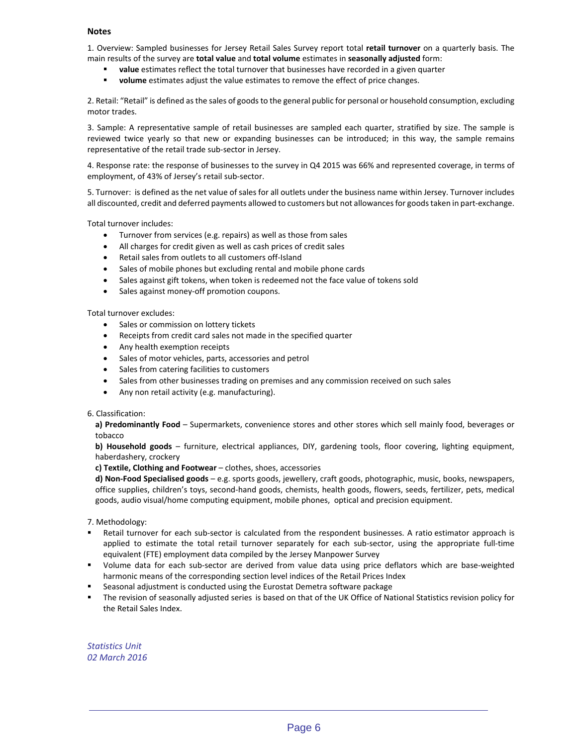## Notes

1. Overview: Sampled businesses for Jersey Retail Sales Survey report total **retail turnover** on a quarterly basis. The main results of the survey are **total value** and **total volume** estimates in **seasonally adjusted** form:

- **value** estimates reflect the total turnover that businesses have recorded in a given quarter
- **volume** estimates adjust the value estimates to remove the effect of price changes.

2. Retail: "Retail" is defined as the sales of goods to the general public for personal or household consumption, excluding motor trades.

3. Sample: A representative sample of retail businesses are sampled each quarter, stratified by size. The sample is reviewed twice yearly so that new or expanding businesses can be introduced; in this way, the sample remains representative of the retail trade sub-sector in Jersey.

4. Response rate: the response of businesses to the survey in Q4 2015 was 66% and represented coverage, in terms of employment, of 43% of Jersey's retail sub-sector.

5. Turnover: is defined as the net value of sales for all outlets under the business name within Jersey. Turnover includes all discounted, credit and deferred payments allowed to customers but not allowances for goods taken in part-exchange.

Total turnover includes:

- Turnover from services (e.g. repairs) as well as those from sales
- All charges for credit given as well as cash prices of credit sales
- Retail sales from outlets to all customers off-Island
- Sales of mobile phones but excluding rental and mobile phone cards
- Sales against gift tokens, when token is redeemed not the face value of tokens sold
- Sales against money-off promotion coupons.

Total turnover excludes:

- Sales or commission on lottery tickets
- Receipts from credit card sales not made in the specified quarter
- Any health exemption receipts
- Sales of motor vehicles, parts, accessories and petrol
- Sales from catering facilities to customers
- Sales from other businesses trading on premises and any commission received on such sales
- Any non retail activity (e.g. manufacturing).

6. Classification:

**a) Predominantly Food** – Supermarkets, convenience stores and other stores which sell mainly food, beverages or tobacco

**b) Household goods** – furniture, electrical appliances, DIY, gardening tools, floor covering, lighting equipment, haberdashery, crockery

**c) Textile, Clothing and Footwear** – clothes, shoes, accessories

**d) Non-Food Specialised goods** – e.g. sports goods, jewellery, craft goods, photographic, music, books, newspapers, office supplies, children's toys, second-hand goods, chemists, health goods, flowers, seeds, fertilizer, pets, medical goods, audio visual/home computing equipment, mobile phones, optical and precision equipment.

7. Methodology:

- Retail turnover for each sub-sector is calculated from the respondent businesses. A ratio estimator approach is applied to estimate the total retail turnover separately for each sub-sector, using the appropriate full-time equivalent (FTE) employment data compiled by the Jersey Manpower Survey
- Volume data for each sub-sector are derived from value data using price deflators which are base-weighted harmonic means of the corresponding section level indices of the Retail Prices Index
- Seasonal adjustment is conducted using the Eurostat Demetra software package
- The revision of seasonally adjusted series is based on that of the UK Office of National Statistics revision policy for the Retail Sales Index.

*Statistics Unit*
*02 March 2016*